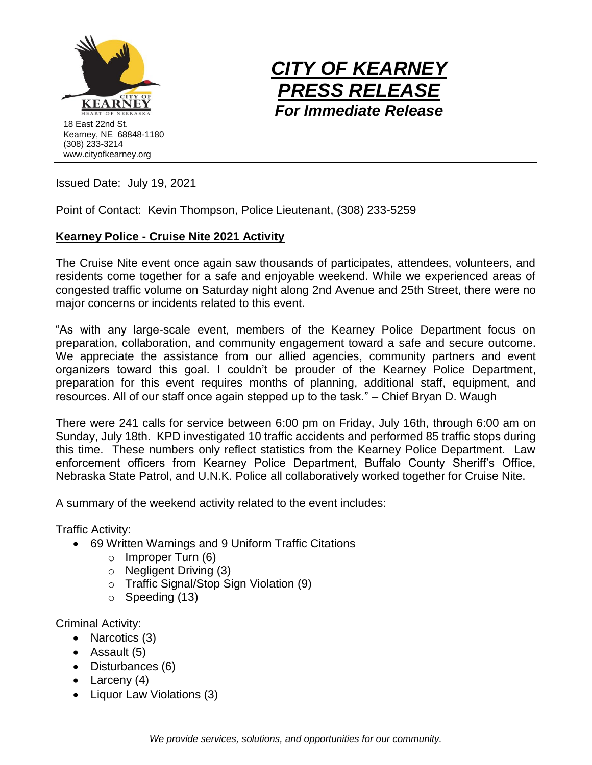18 East 22nd St.
Kearney, NE 68848-1180
(308) 233-3214
www.cityofkearney.org

# *CITY OF KEARNEY PRESS RELEASE*

***For Immediate Release***

Issued Date: July 19, 2021

Point of Contact: Kevin Thompson, Police Lieutenant, (308) 233-5259

**Kearney Police - Cruise Nite 2021 Activity**

The Cruise Nite event once again saw thousands of participates, attendees, volunteers, and residents come together for a safe and enjoyable weekend. While we experienced areas of congested traffic volume on Saturday night along 2nd Avenue and 25th Street, there were no major concerns or incidents related to this event.

"As with any large-scale event, members of the Kearney Police Department focus on preparation, collaboration, and community engagement toward a safe and secure outcome. We appreciate the assistance from our allied agencies, community partners and event organizers toward this goal. I couldn't be prouder of the Kearney Police Department, preparation for this event requires months of planning, additional staff, equipment, and resources. All of our staff once again stepped up to the task." – Chief Bryan D. Waugh

There were 241 calls for service between 6:00 pm on Friday, July 16th, through 6:00 am on Sunday, July 18th. KPD investigated 10 traffic accidents and performed 85 traffic stops during this time. These numbers only reflect statistics from the Kearney Police Department. Law enforcement officers from Kearney Police Department, Buffalo County Sheriff's Office, Nebraska State Patrol, and U.N.K. Police all collaboratively worked together for Cruise Nite.

A summary of the weekend activity related to the event includes:

Traffic Activity:

- 69 Written Warnings and 9 Uniform Traffic Citations
  - Improper Turn (6)
  - Negligent Driving (3)
  - Traffic Signal/Stop Sign Violation (9)
  - Speeding (13)

Criminal Activity:

- Narcotics (3)
- Assault (5)
- Disturbances (6)
- Larceny (4)
- Liquor Law Violations (3)

*We provide services, solutions, and opportunities for our community.*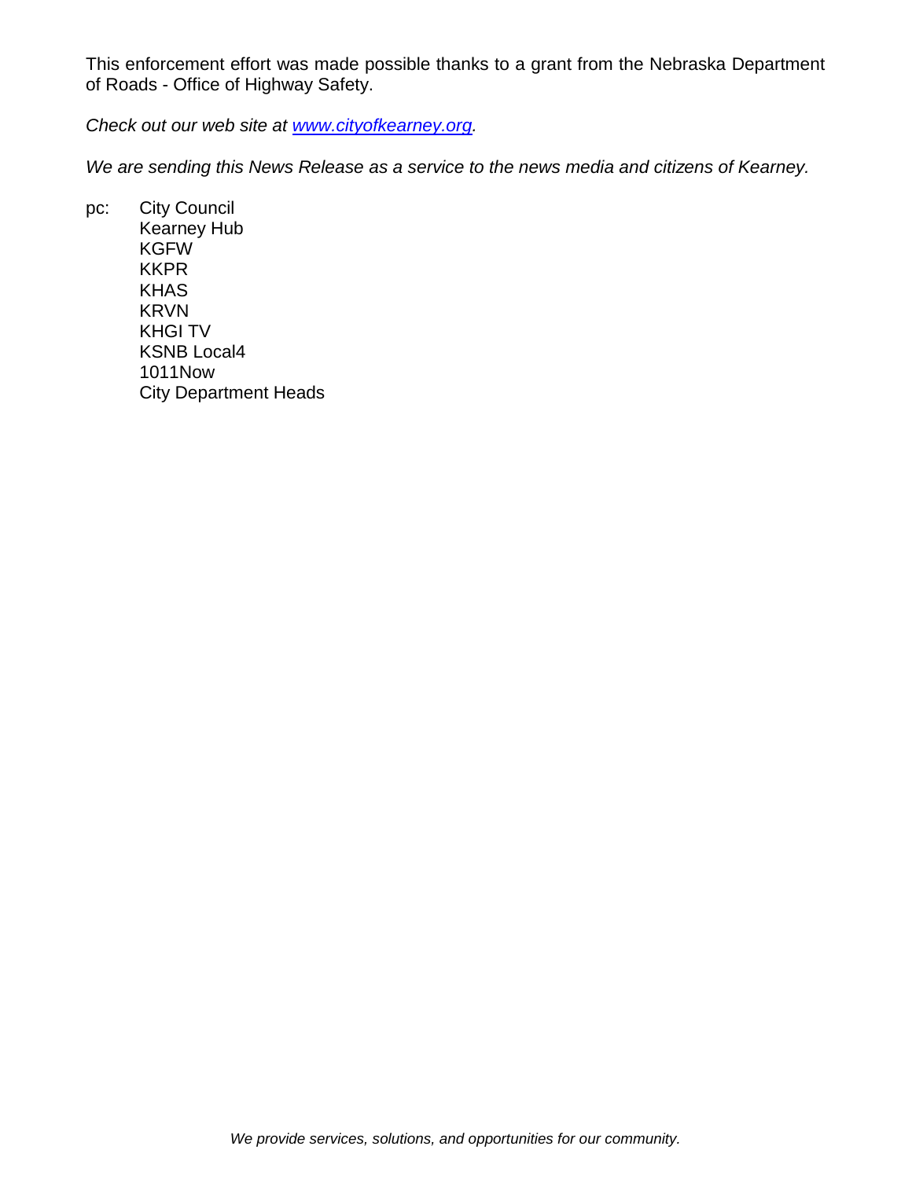This enforcement effort was made possible thanks to a grant from the Nebraska Department of Roads - Office of Highway Safety.

*Check out our web site at [www.cityofkearney.org](http://www.cityofkearney.org).*

*We are sending this News Release as a service to the news media and citizens of Kearney.*

pc: City Council
Kearney Hub
KGFW
KKPR
KHAS
KRVN
KHGI TV
KSNB Local4
1011Now
City Department Heads

*We provide services, solutions, and opportunities for our community.*